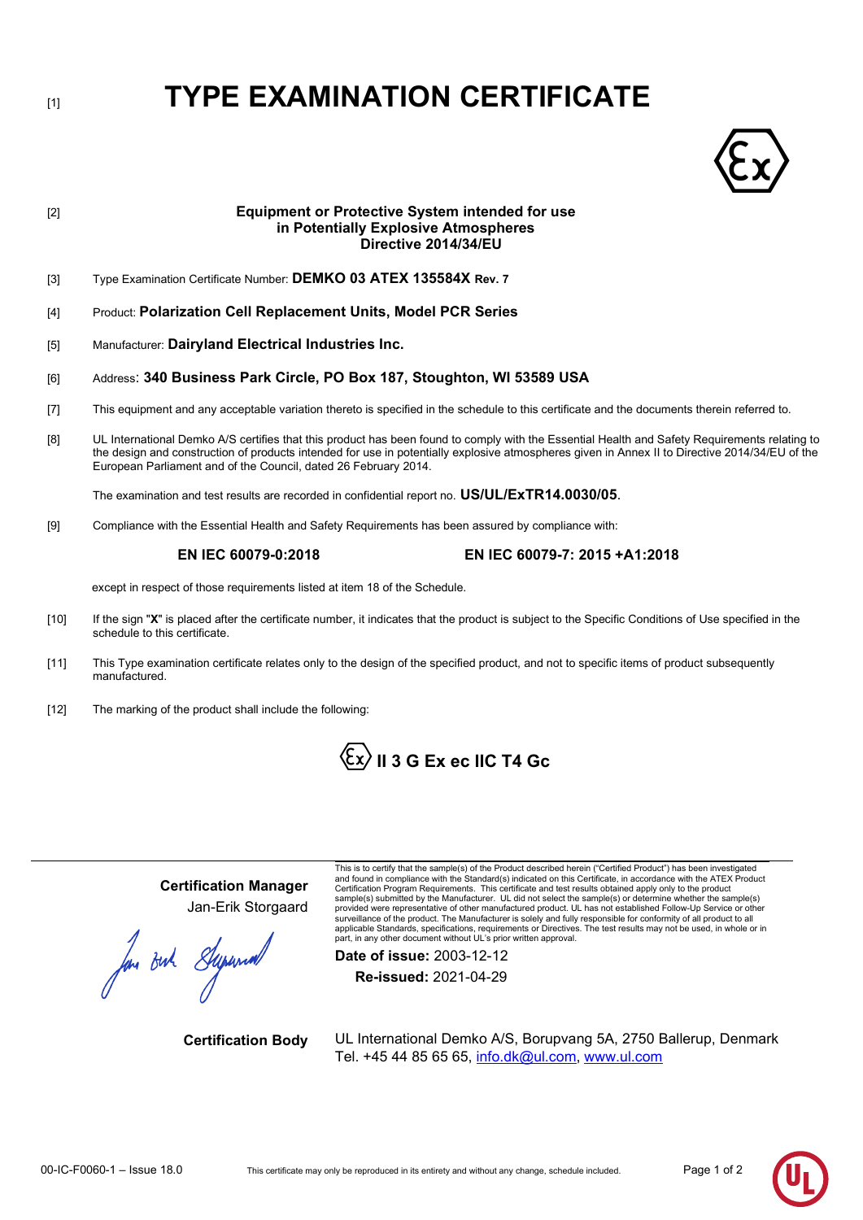[1] # TYPE EXAMINATION CERTIFICATE

[2] **Equipment or Protective System intended for use in Potentially Explosive Atmospheres Directive 2014/34/EU**

[3] Type Examination Certificate Number: **DEMKO 03 ATEX 135584X Rev. 7**

[4] Product: **Polarization Cell Replacement Units, Model PCR Series**

[5] Manufacturer: **Dairyland Electrical Industries Inc.**

[6] Address: **340 Business Park Circle, PO Box 187, Stoughton, WI 53589 USA**

[7] This equipment and any acceptable variation thereto is specified in the schedule to this certificate and the documents therein referred to.

[8] UL International Demko A/S certifies that this product has been found to comply with the Essential Health and Safety Requirements relating to the design and construction of products intended for use in potentially explosive atmospheres given in Annex II to Directive 2014/34/EU of the European Parliament and of the Council, dated 26 February 2014.

The examination and test results are recorded in confidential report no. **US/UL/ExTR14.0030/05**.

[9] Compliance with the Essential Health and Safety Requirements has been assured by compliance with:

**EN IEC 60079-0:2018** **EN IEC 60079-7: 2015 +A1:2018**

except in respect of those requirements listed at item 18 of the Schedule.

[10] If the sign "**X**" is placed after the certificate number, it indicates that the product is subject to the Specific Conditions of Use specified in the schedule to this certificate.

[11] This Type examination certificate relates only to the design of the specified product, and not to specific items of product subsequently manufactured.

[12] The marking of the product shall include the following:

**Ex II 3 G Ex ec IIC T4 Gc**

**Certification Manager**
Jan-Erik Storgaard

This is to certify that the sample(s) of the Product described herein ("Certified Product") has been investigated and found in compliance with the Standard(s) indicated on this Certificate, in accordance with the ATEX Product Certification Program Requirements. This certificate and test results obtained apply only to the product sample(s) submitted by the Manufacturer. UL did not select the sample(s) or determine whether the sample(s) provided were representative of other manufactured product. UL has not established Follow-Up Service or other surveillance of the product. The Manufacturer is solely and fully responsible for conformity of all product to all applicable Standards, specifications, requirements or Directives. The test results may not be used, in whole or in part, in any other document without UL's prior written approval.

**Date of issue:** 2003-12-12
**Re-issued:** 2021-04-29

**Certification Body** UL International Demko A/S, Borupvang 5A, 2750 Ballerup, Denmark
Tel. +45 44 85 65 65, info.dk@ul.com, www.ul.com

00-IC-F0060-1 – Issue 18.0 This certificate may only be reproduced in its entirety and without any change, schedule included.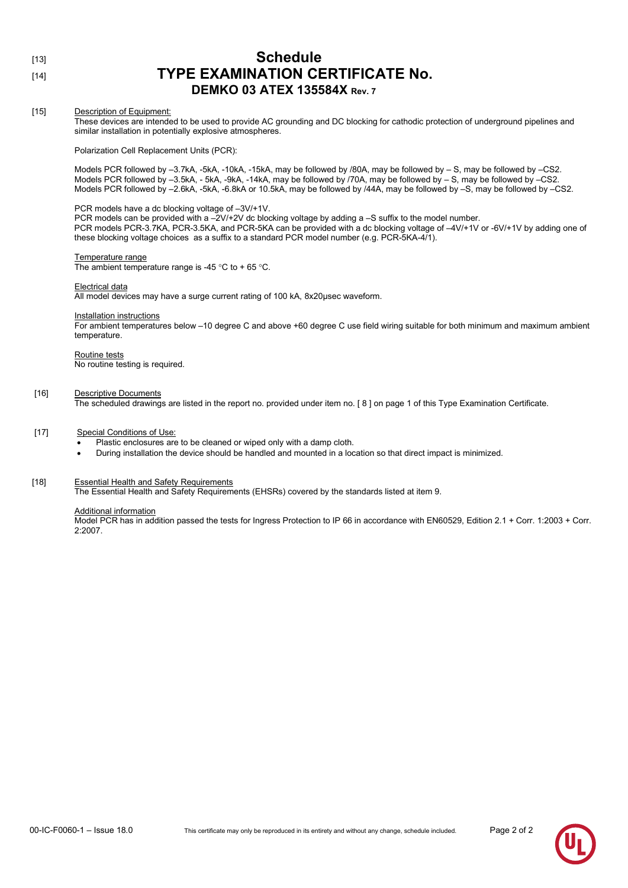[13]
# Schedule
[14]
# TYPE EXAMINATION CERTIFICATE No.
## DEMKO 03 ATEX 135584X Rev. 7

[15] Description of Equipment:

These devices are intended to be used to provide AC grounding and DC blocking for cathodic protection of underground pipelines and similar installation in potentially explosive atmospheres.

Polarization Cell Replacement Units (PCR):

Models PCR followed by –3.7kA, -5kA, -10kA, -15kA, may be followed by /80A, may be followed by – S, may be followed by –CS2.
Models PCR followed by –3.5kA, - 5kA, -9kA, -14kA, may be followed by /70A, may be followed by – S, may be followed by –CS2.
Models PCR followed by –2.6kA, -5kA, -6.8kA or 10.5kA, may be followed by /44A, may be followed by –S, may be followed by –CS2.

PCR models have a dc blocking voltage of –3V/+1V.
PCR models can be provided with a –2V/+2V dc blocking voltage by adding a –S suffix to the model number.
PCR models PCR-3.7KA, PCR-3.5KA, and PCR-5KA can be provided with a dc blocking voltage of –4V/+1V or -6V/+1V by adding one of these blocking voltage choices as a suffix to a standard PCR model number (e.g. PCR-5KA-4/1).

Temperature range

The ambient temperature range is -45 °C to + 65 °C.

Electrical data

All model devices may have a surge current rating of 100 kA, 8x20µsec waveform.

Installation instructions

For ambient temperatures below –10 degree C and above +60 degree C use field wiring suitable for both minimum and maximum ambient temperature.

Routine tests

No routine testing is required.

[16] Descriptive Documents

The scheduled drawings are listed in the report no. provided under item no. [ 8 ] on page 1 of this Type Examination Certificate.

[17] Special Conditions of Use:

- Plastic enclosures are to be cleaned or wiped only with a damp cloth.
- During installation the device should be handled and mounted in a location so that direct impact is minimized.

[18] Essential Health and Safety Requirements

The Essential Health and Safety Requirements (EHSRs) covered by the standards listed at item 9.

Additional information

Model PCR has in addition passed the tests for Ingress Protection to IP 66 in accordance with EN60529, Edition 2.1 + Corr. 1:2003 + Corr. 2:2007.

00-IC-F0060-1 – Issue 18.0 This certificate may only be reproduced in its entirety and without any change, schedule included.